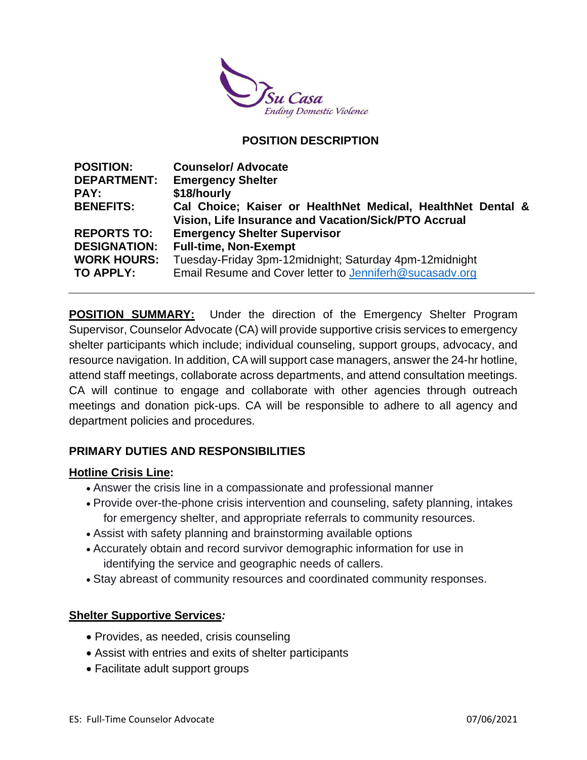Su Casa
Ending Domestic Violence

## POSITION DESCRIPTION

| | |
|---|---|
| **POSITION:** | **Counselor/ Advocate** |
| **DEPARTMENT:** | **Emergency Shelter** |
| **PAY:** | **$18/hourly** |
| **BENEFITS:** | **Cal Choice; Kaiser or HealthNet Medical, HealthNet Dental & Vision, Life Insurance and Vacation/Sick/PTO Accrual** |
| **REPORTS TO:** | **Emergency Shelter Supervisor** |
| **DESIGNATION:** | **Full-time, Non-Exempt** |
| **WORK HOURS:** | Tuesday-Friday 3pm-12midnight; Saturday 4pm-12midnight |
| **TO APPLY:** | Email Resume and Cover letter to Jenniferh@sucasadv.org |

---

**POSITION SUMMARY:** Under the direction of the Emergency Shelter Program Supervisor, Counselor Advocate (CA) will provide supportive crisis services to emergency shelter participants which include; individual counseling, support groups, advocacy, and resource navigation. In addition, CA will support case managers, answer the 24-hr hotline, attend staff meetings, collaborate across departments, and attend consultation meetings. CA will continue to engage and collaborate with other agencies through outreach meetings and donation pick-ups. CA will be responsible to adhere to all agency and department policies and procedures.

### PRIMARY DUTIES AND RESPONSIBILITIES

**Hotline Crisis Line:**

- Answer the crisis line in a compassionate and professional manner
- Provide over-the-phone crisis intervention and counseling, safety planning, intakes for emergency shelter, and appropriate referrals to community resources.
- Assist with safety planning and brainstorming available options
- Accurately obtain and record survivor demographic information for use in identifying the service and geographic needs of callers.
- Stay abreast of community resources and coordinated community responses.

**Shelter Supportive Services*:***

- Provides, as needed, crisis counseling
- Assist with entries and exits of shelter participants
- Facilitate adult support groups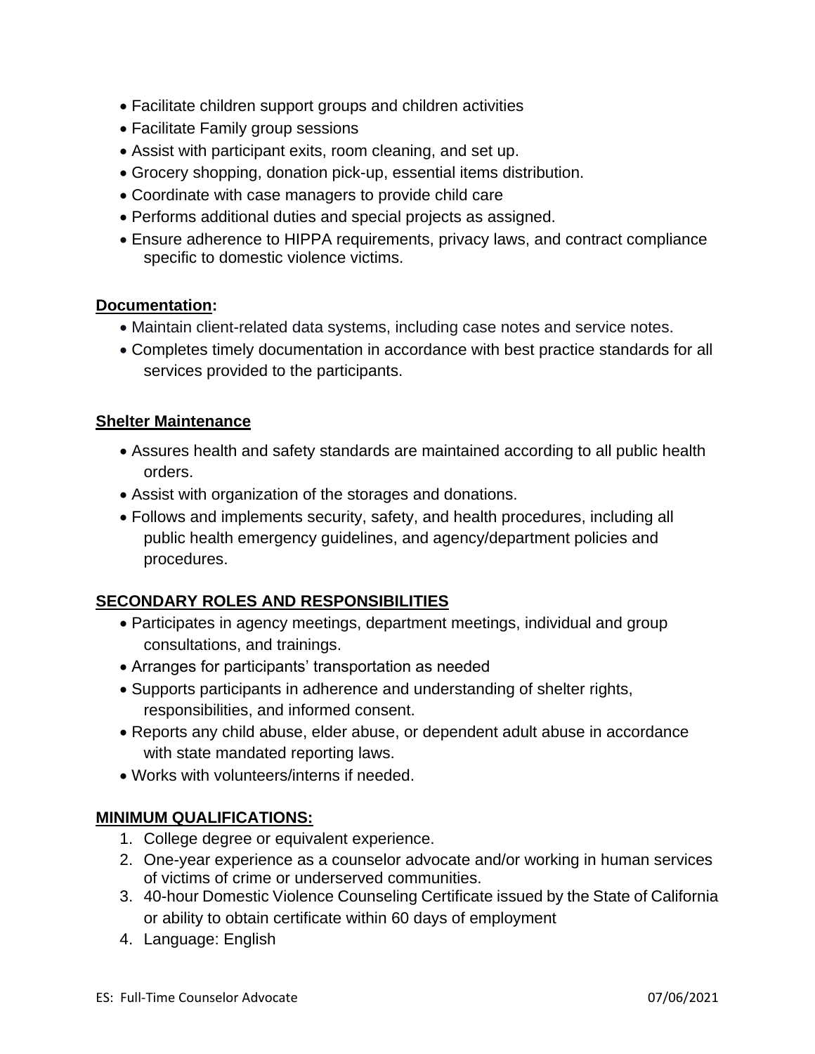- Facilitate children support groups and children activities
- Facilitate Family group sessions
- Assist with participant exits, room cleaning, and set up.
- Grocery shopping, donation pick-up, essential items distribution.
- Coordinate with case managers to provide child care
- Performs additional duties and special projects as assigned.
- Ensure adherence to HIPPA requirements, privacy laws, and contract compliance specific to domestic violence victims.

**Documentation:**

- Maintain client-related data systems, including case notes and service notes.
- Completes timely documentation in accordance with best practice standards for all services provided to the participants.

**Shelter Maintenance**

- Assures health and safety standards are maintained according to all public health orders.
- Assist with organization of the storages and donations.
- Follows and implements security, safety, and health procedures, including all public health emergency guidelines, and agency/department policies and procedures.

**SECONDARY ROLES AND RESPONSIBILITIES**

- Participates in agency meetings, department meetings, individual and group consultations, and trainings.
- Arranges for participants' transportation as needed
- Supports participants in adherence and understanding of shelter rights, responsibilities, and informed consent.
- Reports any child abuse, elder abuse, or dependent adult abuse in accordance with state mandated reporting laws.
- Works with volunteers/interns if needed.

**MINIMUM QUALIFICATIONS:**

1. College degree or equivalent experience.
2. One-year experience as a counselor advocate and/or working in human services of victims of crime or underserved communities.
3. 40-hour Domestic Violence Counseling Certificate issued by the State of California or ability to obtain certificate within 60 days of employment
4. Language: English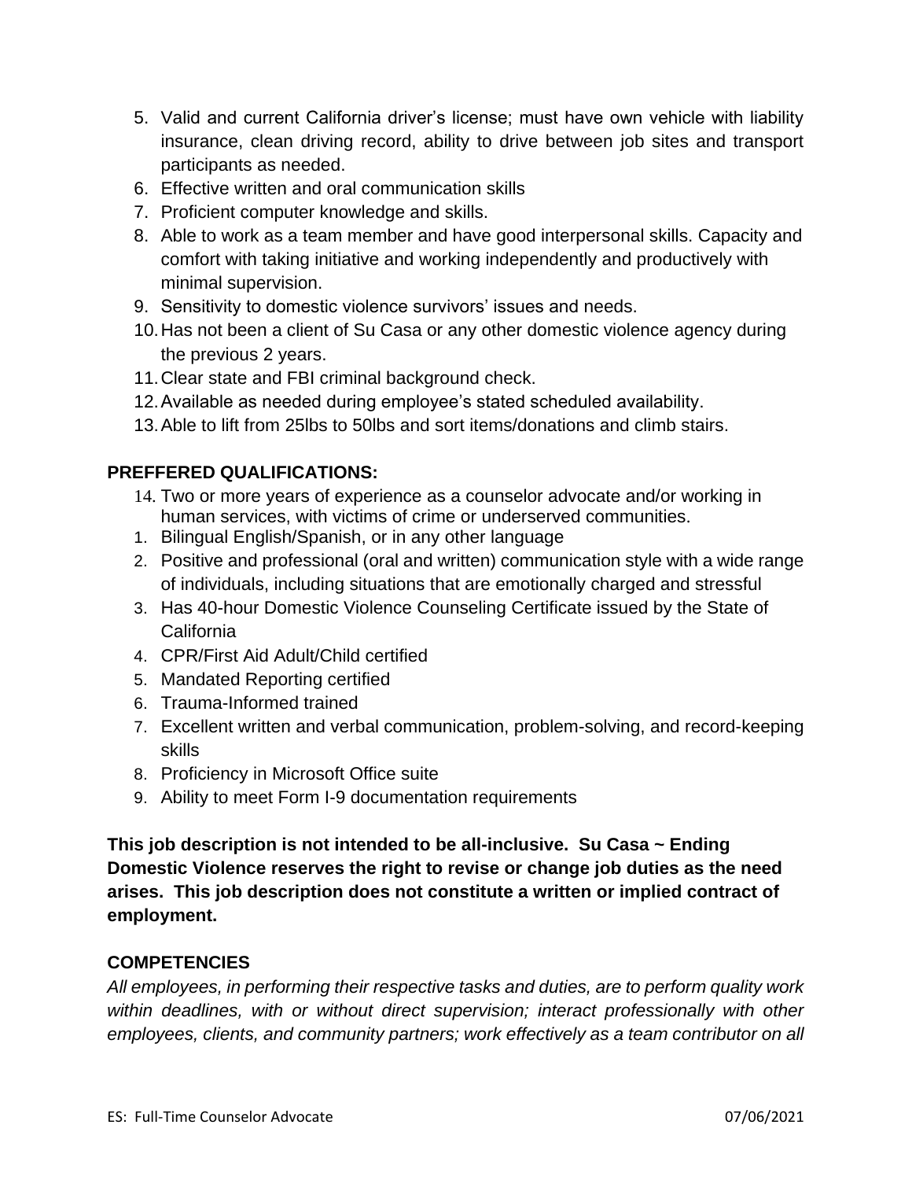5. Valid and current California driver's license; must have own vehicle with liability insurance, clean driving record, ability to drive between job sites and transport participants as needed.
6. Effective written and oral communication skills
7. Proficient computer knowledge and skills.
8. Able to work as a team member and have good interpersonal skills. Capacity and comfort with taking initiative and working independently and productively with minimal supervision.
9. Sensitivity to domestic violence survivors' issues and needs.
10. Has not been a client of Su Casa or any other domestic violence agency during the previous 2 years.
11. Clear state and FBI criminal background check.
12. Available as needed during employee's stated scheduled availability.
13. Able to lift from 25lbs to 50lbs and sort items/donations and climb stairs.

**PREFFERED QUALIFICATIONS:**

14. Two or more years of experience as a counselor advocate and/or working in human services, with victims of crime or underserved communities.
1. Bilingual English/Spanish, or in any other language
2. Positive and professional (oral and written) communication style with a wide range of individuals, including situations that are emotionally charged and stressful
3. Has 40-hour Domestic Violence Counseling Certificate issued by the State of California
4. CPR/First Aid Adult/Child certified
5. Mandated Reporting certified
6. Trauma-Informed trained
7. Excellent written and verbal communication, problem-solving, and record-keeping skills
8. Proficiency in Microsoft Office suite
9. Ability to meet Form I-9 documentation requirements

**This job description is not intended to be all-inclusive. Su Casa ~ Ending Domestic Violence reserves the right to revise or change job duties as the need arises. This job description does not constitute a written or implied contract of employment.**

**COMPETENCIES**

*All employees, in performing their respective tasks and duties, are to perform quality work within deadlines, with or without direct supervision; interact professionally with other employees, clients, and community partners; work effectively as a team contributor on all*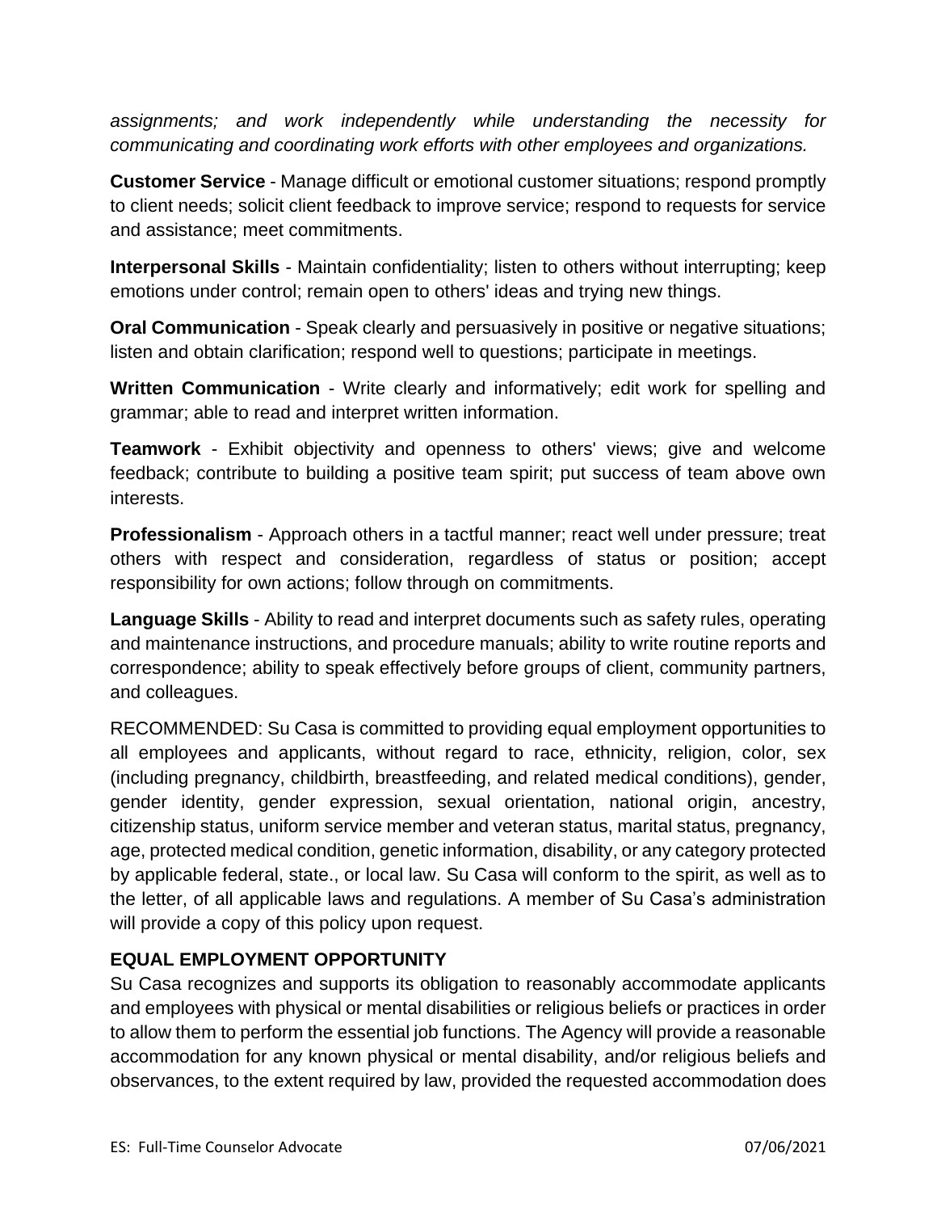*assignments; and work independently while understanding the necessity for communicating and coordinating work efforts with other employees and organizations.*

**Customer Service** - Manage difficult or emotional customer situations; respond promptly to client needs; solicit client feedback to improve service; respond to requests for service and assistance; meet commitments.

**Interpersonal Skills** - Maintain confidentiality; listen to others without interrupting; keep emotions under control; remain open to others' ideas and trying new things.

**Oral Communication** - Speak clearly and persuasively in positive or negative situations; listen and obtain clarification; respond well to questions; participate in meetings.

**Written Communication** - Write clearly and informatively; edit work for spelling and grammar; able to read and interpret written information.

**Teamwork** - Exhibit objectivity and openness to others' views; give and welcome feedback; contribute to building a positive team spirit; put success of team above own interests.

**Professionalism** - Approach others in a tactful manner; react well under pressure; treat others with respect and consideration, regardless of status or position; accept responsibility for own actions; follow through on commitments.

**Language Skills** - Ability to read and interpret documents such as safety rules, operating and maintenance instructions, and procedure manuals; ability to write routine reports and correspondence; ability to speak effectively before groups of client, community partners, and colleagues.

RECOMMENDED: Su Casa is committed to providing equal employment opportunities to all employees and applicants, without regard to race, ethnicity, religion, color, sex (including pregnancy, childbirth, breastfeeding, and related medical conditions), gender, gender identity, gender expression, sexual orientation, national origin, ancestry, citizenship status, uniform service member and veteran status, marital status, pregnancy, age, protected medical condition, genetic information, disability, or any category protected by applicable federal, state., or local law. Su Casa will conform to the spirit, as well as to the letter, of all applicable laws and regulations. A member of Su Casa's administration will provide a copy of this policy upon request.

**EQUAL EMPLOYMENT OPPORTUNITY**

Su Casa recognizes and supports its obligation to reasonably accommodate applicants and employees with physical or mental disabilities or religious beliefs or practices in order to allow them to perform the essential job functions. The Agency will provide a reasonable accommodation for any known physical or mental disability, and/or religious beliefs and observances, to the extent required by law, provided the requested accommodation does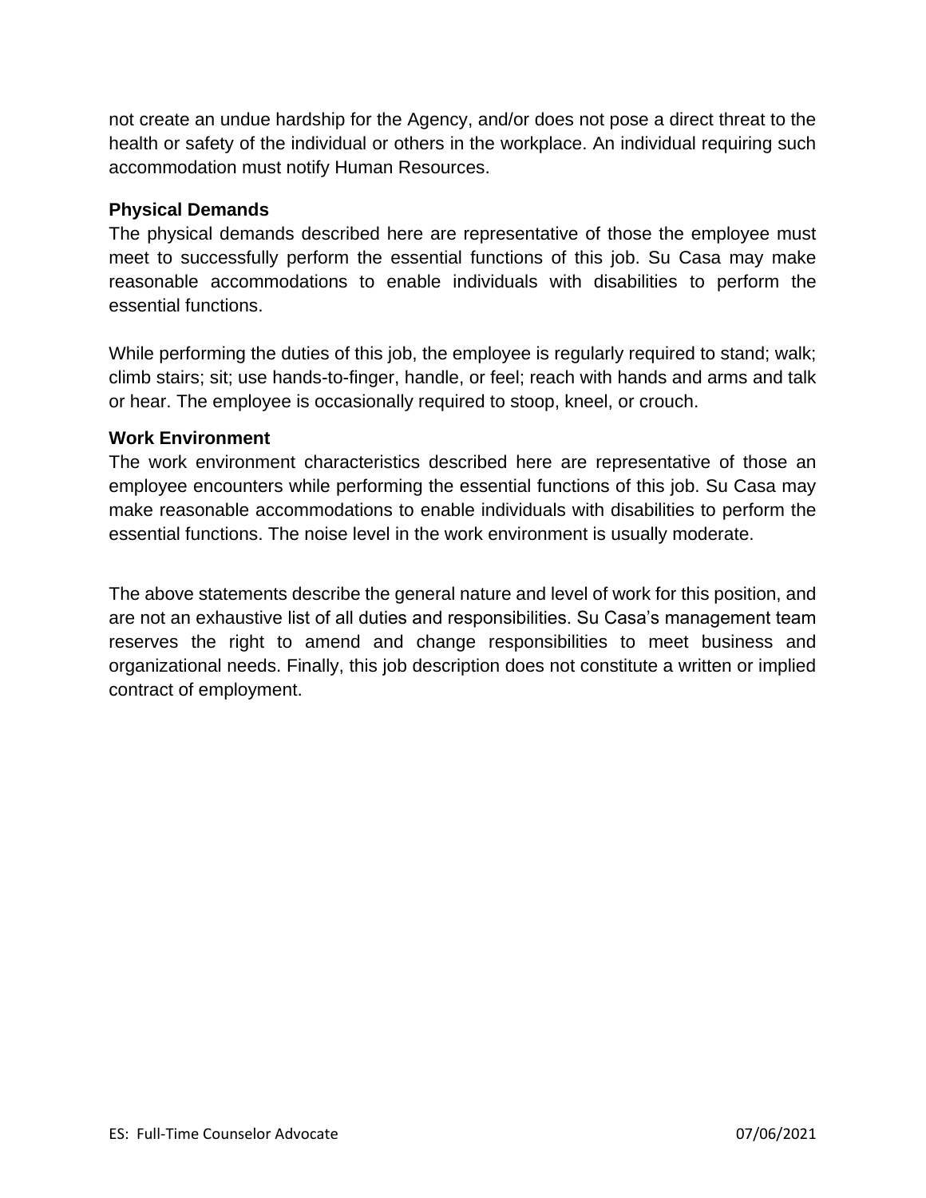not create an undue hardship for the Agency, and/or does not pose a direct threat to the health or safety of the individual or others in the workplace. An individual requiring such accommodation must notify Human Resources.

**Physical Demands**

The physical demands described here are representative of those the employee must meet to successfully perform the essential functions of this job. Su Casa may make reasonable accommodations to enable individuals with disabilities to perform the essential functions.

While performing the duties of this job, the employee is regularly required to stand; walk; climb stairs; sit; use hands-to-finger, handle, or feel; reach with hands and arms and talk or hear. The employee is occasionally required to stoop, kneel, or crouch.

**Work Environment**

The work environment characteristics described here are representative of those an employee encounters while performing the essential functions of this job. Su Casa may make reasonable accommodations to enable individuals with disabilities to perform the essential functions. The noise level in the work environment is usually moderate.

The above statements describe the general nature and level of work for this position, and are not an exhaustive list of all duties and responsibilities. Su Casa's management team reserves the right to amend and change responsibilities to meet business and organizational needs. Finally, this job description does not constitute a written or implied contract of employment.